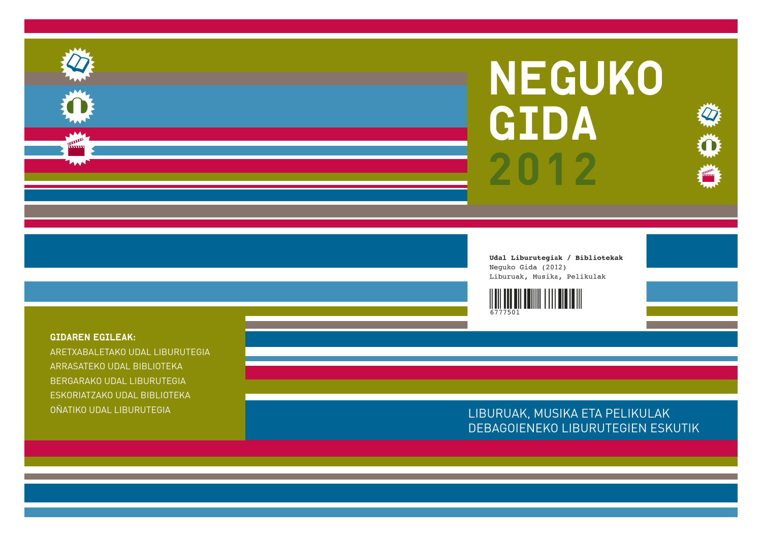# NEGUKO GIDA 2012

**Udal Liburutegiak / Bibliotekak**
Neguko Gida (2012)
Liburuak, Musika, Pelikulak

6777501

**GIDAREN EGILEAK:**

ARETXABALETAKO UDAL LIBURUTEGIA
ARRASATEKO UDAL BIBLIOTEKA
BERGARAKO UDAL LIBURUTEGIA
ESKORIATZAKO UDAL BIBLIOTEKA
OÑATIKO UDAL LIBURUTEGIA

LIBURUAK, MUSIKA ETA PELIKULAK
DEBAGOIENEKO LIBURUTEGIEN ESKUTIK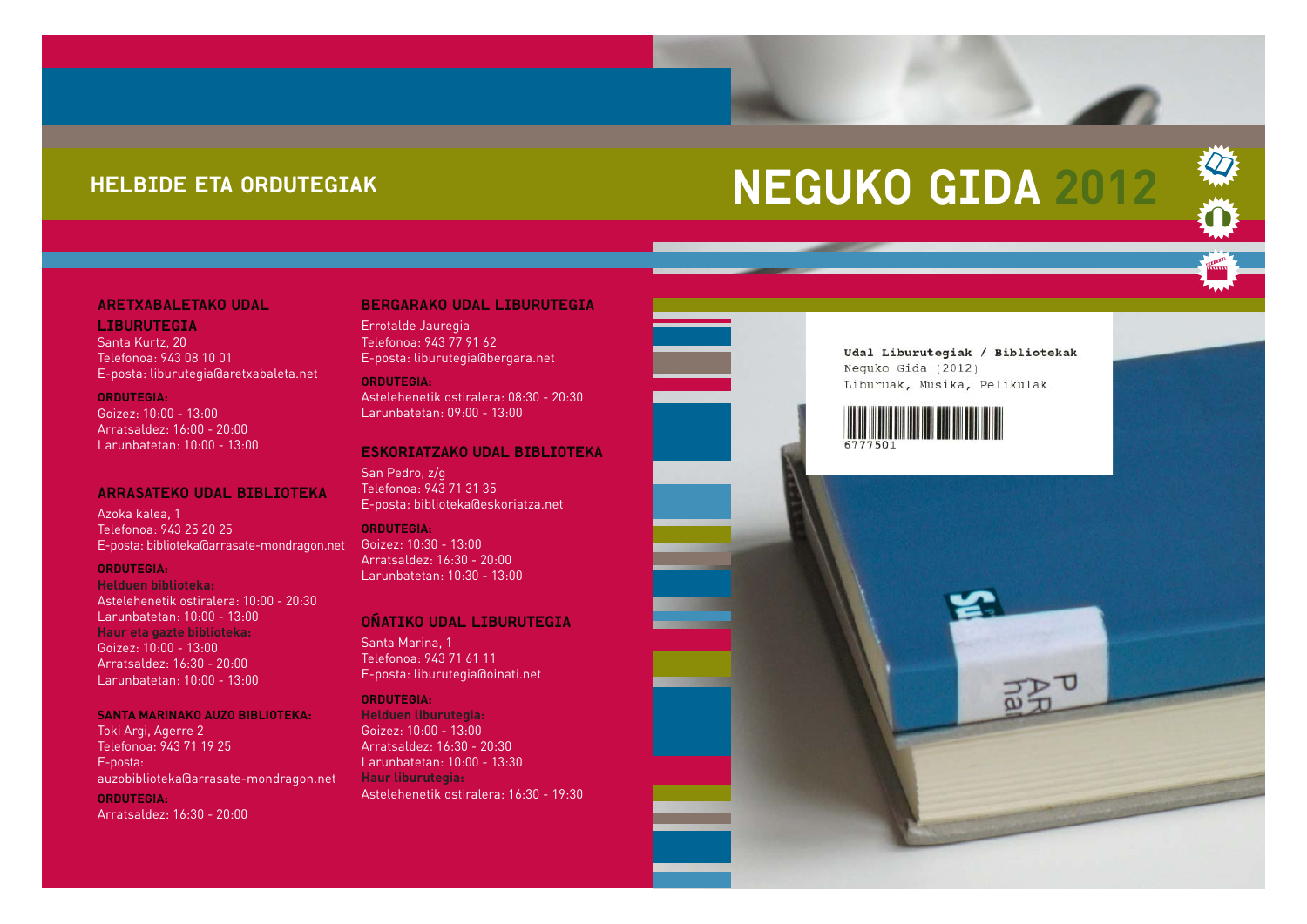## HELBIDE ETA ORDUTEGIAK

# NEGUKO GIDA 2012

### ARETXABALETAKO UDAL LIBURUTEGIA

Santa Kurtz, 20
Telefonoa: 943 08 10 01
E-posta: liburutegia@aretxabaleta.net

**ORDUTEGIA:**
Goizez: 10:00 - 13:00
Arratsaldez: 16:00 - 20:00
Larunbatetan: 10:00 - 13:00

### ARRASATEKO UDAL BIBLIOTEKA

Azoka kalea, 1
Telefonoa: 943 25 20 25
E-posta: biblioteka@arrasate-mondragon.net

**ORDUTEGIA:**
**Helduen biblioteka:**
Astelehenetik ostiralera: 10:00 - 20:30
Larunbatetan: 10:00 - 13:00
**Haur eta gazte biblioteka:**
Goizez: 10:00 - 13:00
Arratsaldez: 16:30 - 20:00
Larunbatetan: 10:00 - 13:00

### SANTA MARINAKO AUZO BIBLIOTEKA:

Toki Argi, Agerre 2
Telefonoa: 943 71 19 25
E-posta:
auzobiblioteka@arrasate-mondragon.net

**ORDUTEGIA:**
Arratsaldez: 16:30 - 20:00

### BERGARAKO UDAL LIBURUTEGIA

Errotalde Jauregia
Telefonoa: 943 77 91 62
E-posta: liburutegia@bergara.net

**ORDUTEGIA:**
Astelehenetik ostiralera: 08:30 - 20:30
Larunbatetan: 09:00 - 13:00

### ESKORIATZAKO UDAL BIBLIOTEKA

San Pedro, z/g
Telefonoa: 943 71 31 35
E-posta: biblioteka@eskoriatza.net

**ORDUTEGIA:**
Goizez: 10:30 - 13:00
Arratsaldez: 16:30 - 20:00
Larunbatetan: 10:30 - 13:00

### OÑATIKO UDAL LIBURUTEGIA

Santa Marina, 1
Telefonoa: 943 71 61 11
E-posta: liburutegia@oinati.net

**ORDUTEGIA:**
**Helduen liburutegia:**
Goizez: 10:00 - 13:00
Arratsaldez: 16:30 - 20:30
Larunbatetan: 10:00 - 13:30
**Haur liburutegia:**
Astelehenetik ostiralera: 16:30 - 19:30

**Udal Liburutegiak / Bibliotekak**
Neguko Gida (2012)
Liburuak, Musika, Pelikulak

6777501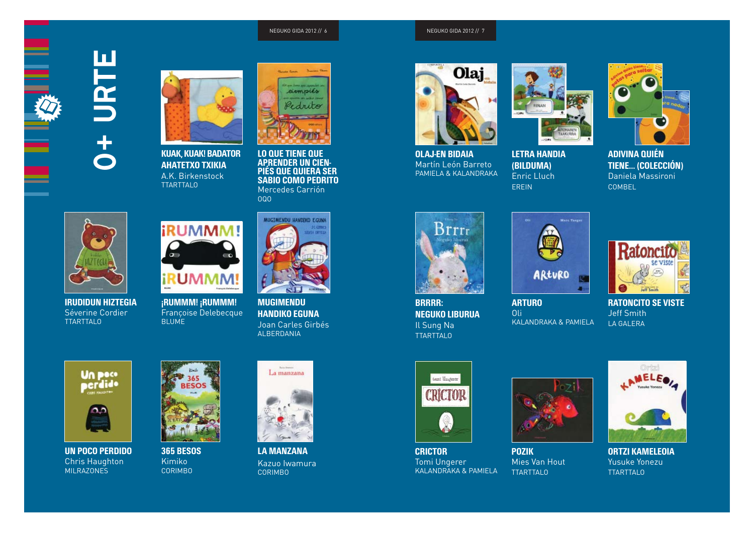# 0+ URTE

**KUAK, KUAK! BADATOR AHATETXO TXIKIA**
A.K. Birkenstock
TTARTTALO

**LO QUE TIENE QUE APRENDER UN CIEN-PIÉS QUE QUIERA SER SABIO COMO PEDRITO**
Mercedes Carrión
OQO

**IRUDIDUN HIZTEGIA**
Séverine Cordier
TTARTTALO

**¡RUMMM! ¡RUMMM!**
Françoise Delebecque
BLUME

**MUGIMENDU HANDIKO EGUNA**
Joan Carles Girbés
ALBERDANIA

**UN POCO PERDIDO**
Chris Haughton
MILRAZONES

**365 BESOS**
Kimiko
CORIMBO

**LA MANZANA**
Kazuo Iwamura
CORIMBO

**OLAJ-EN BIDAIA**
Martín León Barreto
PAMIELA & KALANDRAKA

**LETRA HANDIA (BILDUMA)**
Enric Lluch
EREIN

**ADIVINA QUIÉN TIENE... (COLECCIÓN)**
Daniela Massironi
COMBEL

**BRRRR: NEGUKO LIBURUA**
Il Sung Na
TTARTTALO

**ARTURO**
Oli
KALANDRAKA & PAMIELA

**RATONCITO SE VISTE**
Jeff Smith
LA GALERA

**CRICTOR**
Tomi Ungerer
KALANDRAKA & PAMIELA

**POZIK**
Mies Van Hout
TTARTTALO

**ORTZI KAMELEOIA**
Yusuke Yonezu
TTARTTALO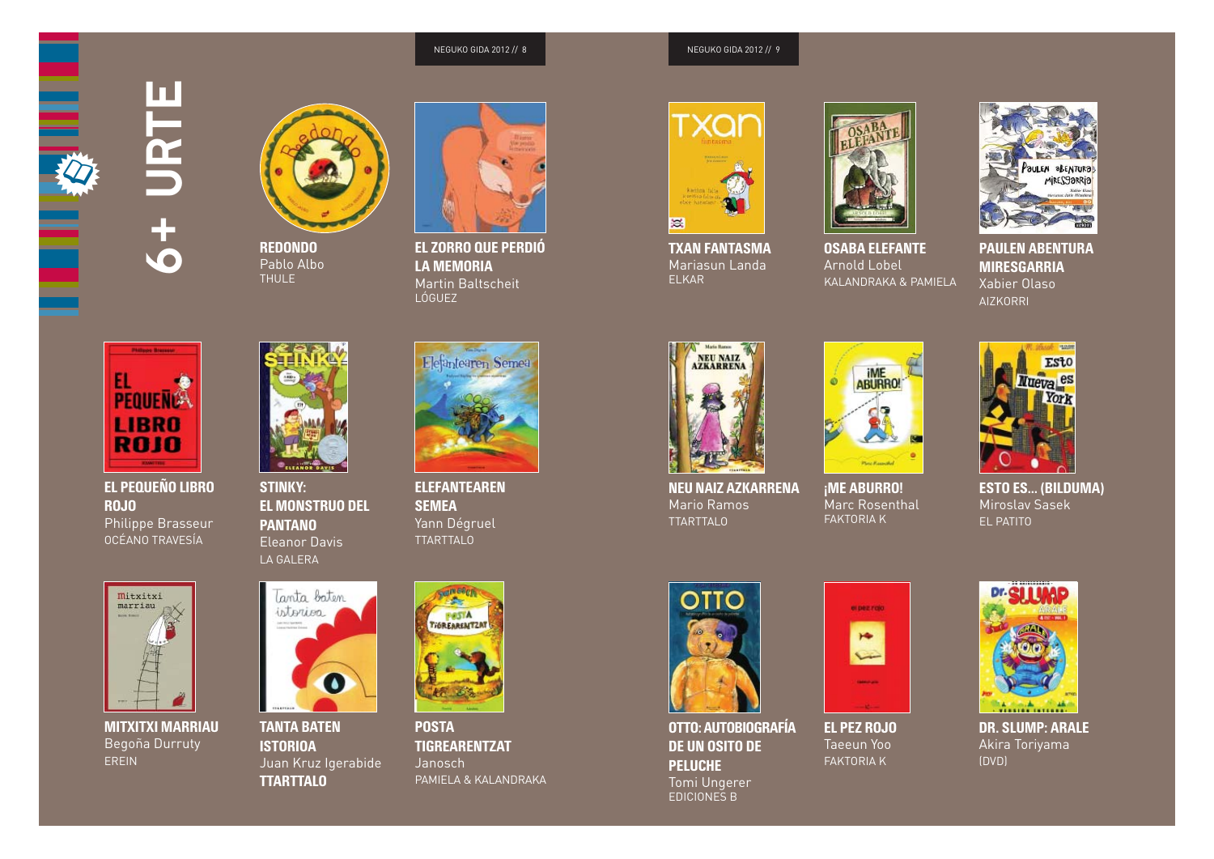# 6+ URTE

**REDONDO**
Pablo Albo
THULE

**EL ZORRO QUE PERDIÓ LA MEMORIA**
Martin Baltscheit
LÓGUEZ

**TXAN FANTASMA**
Mariasun Landa
ELKAR

**OSABA ELEFANTE**
Arnold Lobel
KALANDRAKA & PAMIELA

**PAULEN ABENTURA MIRESGARRIA**
Xabier Olaso
AIZKORRI

**EL PEQUEÑO LIBRO ROJO**
Philippe Brasseur
OCÉANO TRAVESÍA

**STINKY: EL MONSTRUO DEL PANTANO**
Eleanor Davis
LA GALERA

**ELEFANTEAREN SEMEA**
Yann Dégruel
TTARTTALO

**NEU NAIZ AZKARRENA**
Mario Ramos
TTARTTALO

**¡ME ABURRO!**
Marc Rosenthal
FAKTORIA K

**ESTO ES... (BILDUMA)**
Miroslav Sasek
EL PATITO

**MITXITXI MARRIAU**
Begoña Durruty
EREIN

**TANTA BATEN ISTORIOA**
Juan Kruz Igerabide
**TTARTTALO**

**POSTA TIGREARENTZAT**
Janosch
PAMIELA & KALANDRAKA

**OTTO: AUTOBIOGRAFÍA DE UN OSITO DE PELUCHE**
Tomi Ungerer
EDICIONES B

**EL PEZ ROJO**
Taeeun Yoo
FAKTORIA K

**DR. SLUMP: ARALE**
Akira Toriyama
(DVD)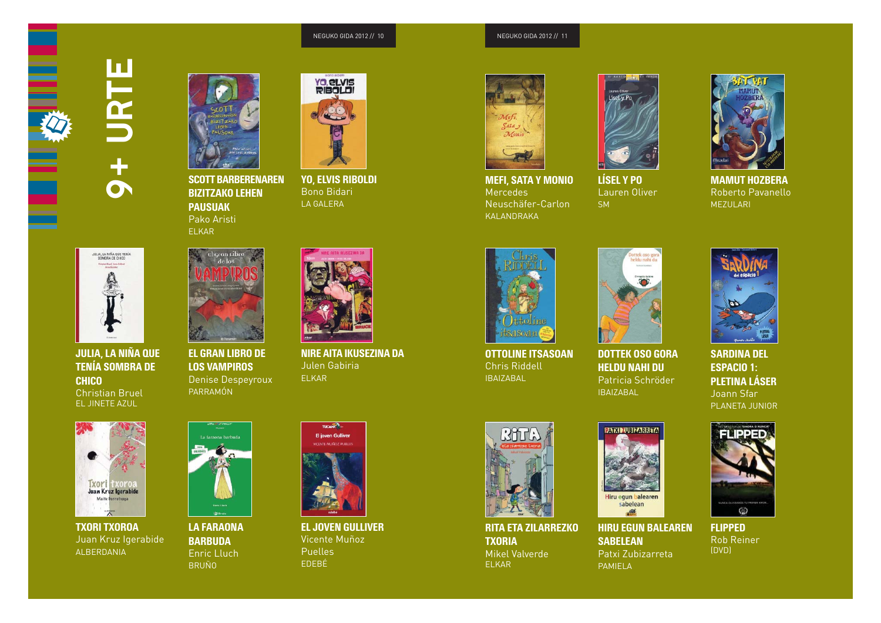# 9+ URTE

**SCOTT BARBERENAREN BIZITZAKO LEHEN PAUSUAK**
Pako Aristi
ELKAR

**YO, ELVIS RIBOLDI**
Bono Bidari
LA GALERA

**JULIA, LA NIÑA QUE TENÍA SOMBRA DE CHICO**
Christian Bruel
EL JINETE AZUL

**EL GRAN LIBRO DE LOS VAMPIROS**
Denise Despeyroux
PARRAMÓN

**NIRE AITA IKUSEZINA DA**
Julen Gabiria
ELKAR

**TXORI TXOROA**
Juan Kruz Igerabide
ALBERDANIA

**LA FARAONA BARBUDA**
Enric Lluch
BRUÑO

**EL JOVEN GULLIVER**
Vicente Muñoz Puelles
EDEBÉ

**MEFI, SATA Y MONIO**
Mercedes Neuschäfer-Carlon
KALANDRAKA

**LÍSEL Y PO**
Lauren Oliver
SM

**MAMUT HOZBERA**
Roberto Pavanello
MEZULARI

**OTTOLINE ITSASOAN**
Chris Riddell
IBAIZABAL

**DOTTEK OSO GORA HELDU NAHI DU**
Patricia Schröder
IBAIZABAL

**SARDINA DEL ESPACIO 1: PLETINA LÁSER**
Joann Sfar
PLANETA JUNIOR

**RITA ETA ZILARREZKO TXORIA**
Mikel Valverde
ELKAR

**HIRU EGUN BALEAREN SABELEAN**
Patxi Zubizarreta
PAMIELA

**FLIPPED**
Rob Reiner
(DVD)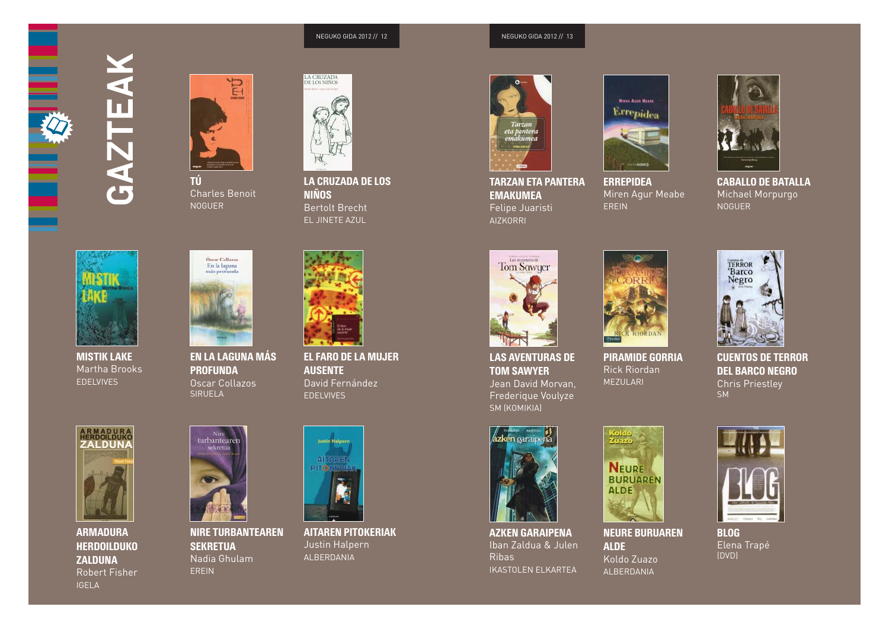# GAZTEAK

**TÚ**
Charles Benoit
NOGUER

**LA CRUZADA DE LOS NIÑOS**
Bertolt Brecht
EL JINETE AZUL

**MISTIK LAKE**
Martha Brooks
EDELVIVES

**EN LA LAGUNA MÁS PROFUNDA**
Oscar Collazos
SIRUELA

**EL FARO DE LA MUJER AUSENTE**
David Fernández
EDELVIVES

**ARMADURA HERDOILDUKO ZALDUNA**
Robert Fisher
IGELA

**NIRE TURBANTEAREN SEKRETUA**
Nadia Ghulam
EREIN

**AITAREN PITOKERIAK**
Justin Halpern
ALBERDANIA

**TARZAN ETA PANTERA EMAKUMEA**
Felipe Juaristi
AIZKORRI

**ERREPIDEA**
Miren Agur Meabe
EREIN

**CABALLO DE BATALLA**
Michael Morpurgo
NOGUER

**LAS AVENTURAS DE TOM SAWYER**
Jean David Morvan, Frederique Voulyze
SM (KOMIKIA)

**PIRAMIDE GORRIA**
Rick Riordan
MEZULARI

**CUENTOS DE TERROR DEL BARCO NEGRO**
Chris Priestley
SM

**AZKEN GARAIPENA**
Iban Zaldua & Julen Ribas
IKASTOLEN ELKARTEA

**NEURE BURUAREN ALDE**
Koldo Zuazo
ALBERDANIA

**BLOG**
Elena Trapé
(DVD)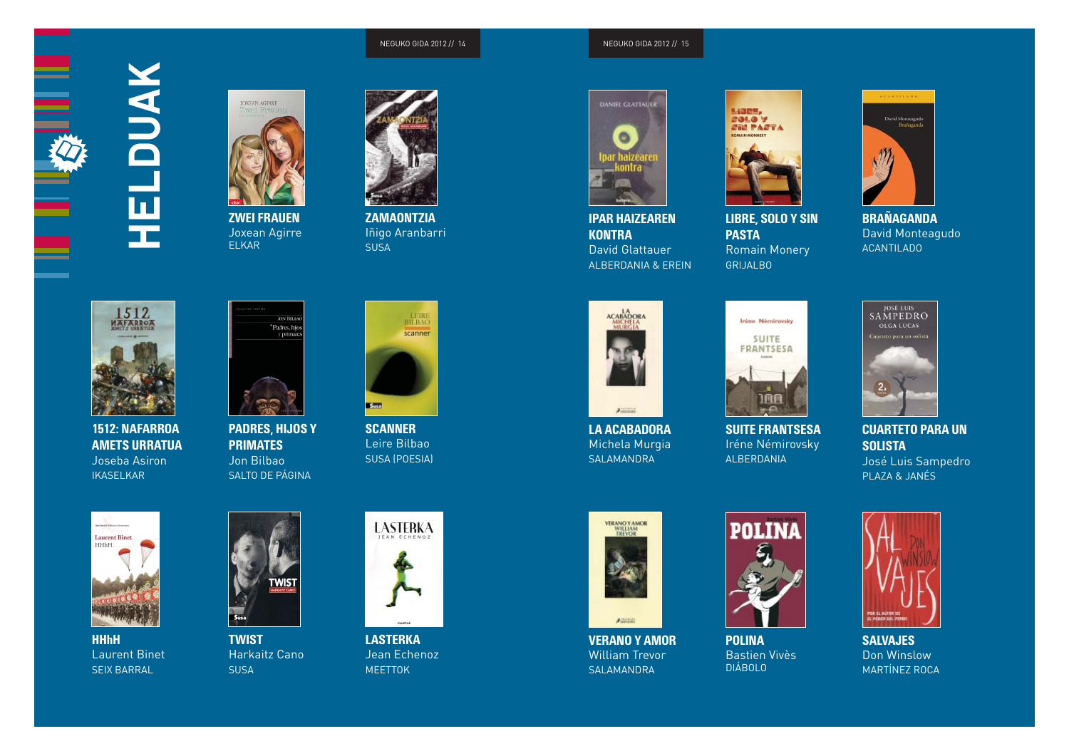# HELDUAK

**ZWEI FRAUEN**
Joxean Agirre
ELKAR

**ZAMAONTZIA**
Iñigo Aranbarri
SUSA

**1512: NAFARROA AMETS URRATUA**
Joseba Asiron
IKASELKAR

**PADRES, HIJOS Y PRIMATES**
Jon Bilbao
SALTO DE PÁGINA

**SCANNER**
Leire Bilbao
SUSA (POESIA)

**HHhH**
Laurent Binet
SEIX BARRAL

**TWIST**
Harkaitz Cano
SUSA

**LASTERKA**
Jean Echenoz
MEETTOK

**IPAR HAIZEAREN KONTRA**
David Glattauer
ALBERDANIA & EREIN

**LIBRE, SOLO Y SIN PASTA**
Romain Monery
GRIJALBO

**BRAÑAGANDA**
David Monteagudo
ACANTILADO

**LA ACABADORA**
Michela Murgia
SALAMANDRA

**SUITE FRANTSESA**
Iréne Némirovsky
ALBERDANIA

**CUARTETO PARA UN SOLISTA**
José Luis Sampedro
PLAZA & JANÉS

**VERANO Y AMOR**
William Trevor
SALAMANDRA

**POLINA**
Bastien Vivès
DIÁBOLO

**SALVAJES**
Don Winslow
MARTÍNEZ ROCA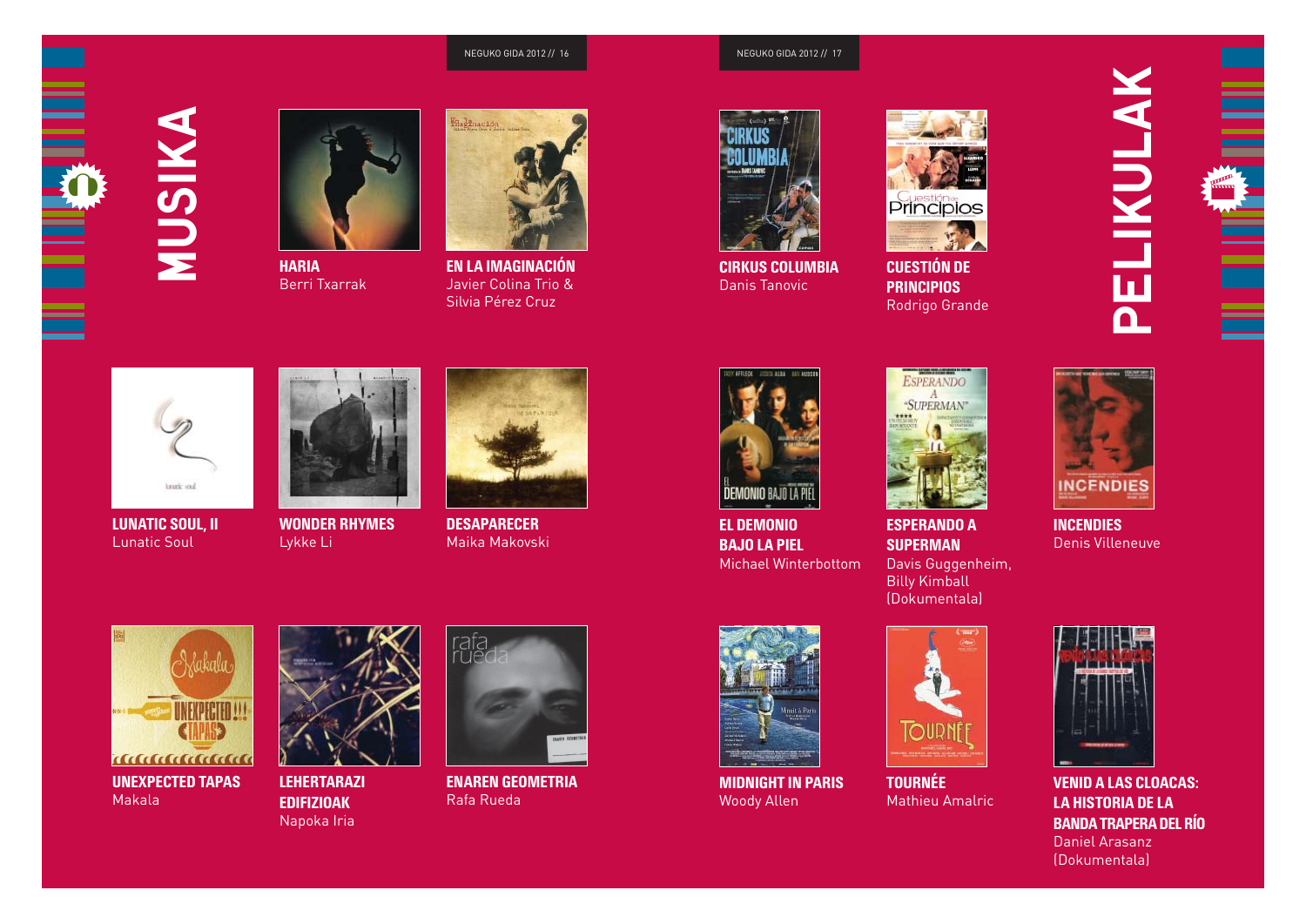# MUSIKA

**HARIA**
Berri Txarrak

**EN LA IMAGINACIÓN**
Javier Colina Trio & Silvia Pérez Cruz

**LUNATIC SOUL, II**
Lunatic Soul

**WONDER RHYMES**
Lykke Li

**DESAPARECER**
Maika Makovski

**UNEXPECTED TAPAS**
Makala

**LEHERTARAZI EDIFIZIOAK**
Napoka Iria

**ENAREN GEOMETRIA**
Rafa Rueda

# PELIKULAK

**CIRKUS COLUMBIA**
Danis Tanovic

**CUESTIÓN DE PRINCIPIOS**
Rodrigo Grande

**EL DEMONIO BAJO LA PIEL**
Michael Winterbottom

**ESPERANDO A SUPERMAN**
Davis Guggenheim, Billy Kimball (Dokumentala)

**INCENDIES**
Denis Villeneuve

**MIDNIGHT IN PARIS**
Woody Allen

**TOURNÉE**
Mathieu Amalric

**VENID A LAS CLOACAS: LA HISTORIA DE LA BANDA TRAPERA DEL RÍO**
Daniel Arasanz (Dokumentala)